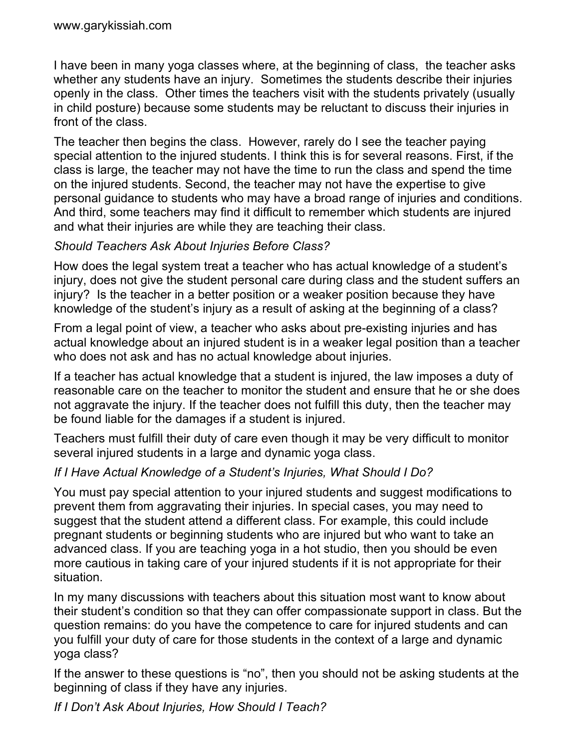I have been in many yoga classes where, at the beginning of class, the teacher asks whether any students have an injury. Sometimes the students describe their injuries openly in the class. Other times the teachers visit with the students privately (usually in child posture) because some students may be reluctant to discuss their injuries in front of the class.

The teacher then begins the class. However, rarely do I see the teacher paying special attention to the injured students. I think this is for several reasons. First, if the class is large, the teacher may not have the time to run the class and spend the time on the injured students. Second, the teacher may not have the expertise to give personal guidance to students who may have a broad range of injuries and conditions. And third, some teachers may find it difficult to remember which students are injured and what their injuries are while they are teaching their class.

*Should Teachers Ask About Injuries Before Class?*

How does the legal system treat a teacher who has actual knowledge of a student's injury, does not give the student personal care during class and the student suffers an injury? Is the teacher in a better position or a weaker position because they have knowledge of the student's injury as a result of asking at the beginning of a class?

From a legal point of view, a teacher who asks about pre-existing injuries and has actual knowledge about an injured student is in a weaker legal position than a teacher who does not ask and has no actual knowledge about injuries.

If a teacher has actual knowledge that a student is injured, the law imposes a duty of reasonable care on the teacher to monitor the student and ensure that he or she does not aggravate the injury. If the teacher does not fulfill this duty, then the teacher may be found liable for the damages if a student is injured.

Teachers must fulfill their duty of care even though it may be very difficult to monitor several injured students in a large and dynamic yoga class.

*If I Have Actual Knowledge of a Student's Injuries, What Should I Do?*

You must pay special attention to your injured students and suggest modifications to prevent them from aggravating their injuries. In special cases, you may need to suggest that the student attend a different class. For example, this could include pregnant students or beginning students who are injured but who want to take an advanced class. If you are teaching yoga in a hot studio, then you should be even more cautious in taking care of your injured students if it is not appropriate for their situation.

In my many discussions with teachers about this situation most want to know about their student's condition so that they can offer compassionate support in class. But the question remains: do you have the competence to care for injured students and can you fulfill your duty of care for those students in the context of a large and dynamic yoga class?

If the answer to these questions is "no", then you should not be asking students at the beginning of class if they have any injuries.

*If I Don't Ask About Injuries, How Should I Teach?*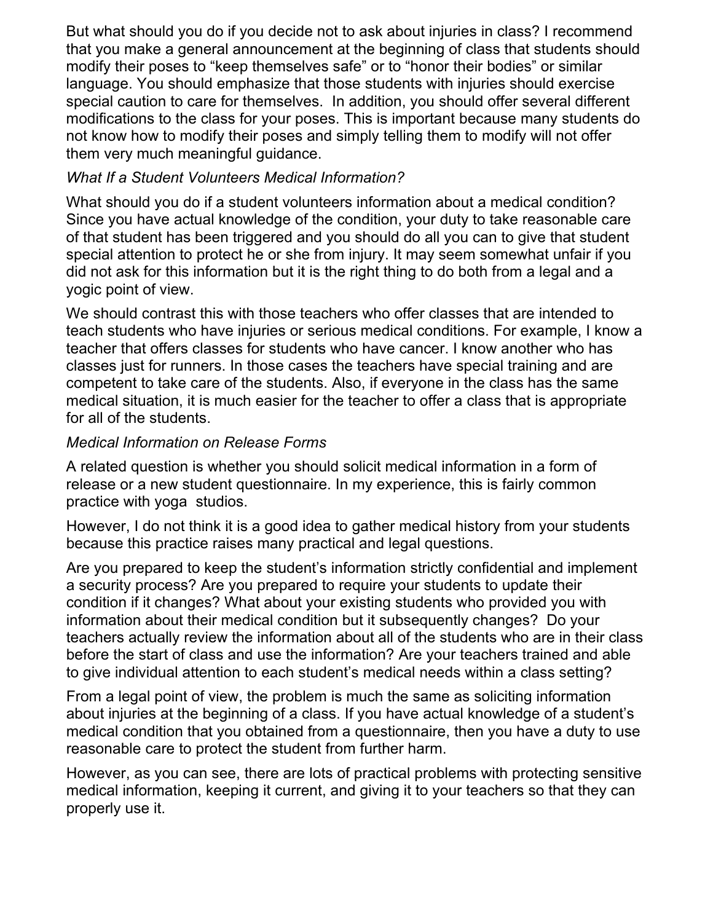But what should you do if you decide not to ask about injuries in class? I recommend that you make a general announcement at the beginning of class that students should modify their poses to "keep themselves safe" or to "honor their bodies" or similar language. You should emphasize that those students with injuries should exercise special caution to care for themselves. In addition, you should offer several different modifications to the class for your poses. This is important because many students do not know how to modify their poses and simply telling them to modify will not offer them very much meaningful guidance.

*What If a Student Volunteers Medical Information?*

What should you do if a student volunteers information about a medical condition? Since you have actual knowledge of the condition, your duty to take reasonable care of that student has been triggered and you should do all you can to give that student special attention to protect he or she from injury. It may seem somewhat unfair if you did not ask for this information but it is the right thing to do both from a legal and a yogic point of view.

We should contrast this with those teachers who offer classes that are intended to teach students who have injuries or serious medical conditions. For example, I know a teacher that offers classes for students who have cancer. I know another who has classes just for runners. In those cases the teachers have special training and are competent to take care of the students. Also, if everyone in the class has the same medical situation, it is much easier for the teacher to offer a class that is appropriate for all of the students.

*Medical Information on Release Forms*

A related question is whether you should solicit medical information in a form of release or a new student questionnaire. In my experience, this is fairly common practice with yoga studios.

However, I do not think it is a good idea to gather medical history from your students because this practice raises many practical and legal questions.

Are you prepared to keep the student's information strictly confidential and implement a security process? Are you prepared to require your students to update their condition if it changes? What about your existing students who provided you with information about their medical condition but it subsequently changes? Do your teachers actually review the information about all of the students who are in their class before the start of class and use the information? Are your teachers trained and able to give individual attention to each student's medical needs within a class setting?

From a legal point of view, the problem is much the same as soliciting information about injuries at the beginning of a class. If you have actual knowledge of a student's medical condition that you obtained from a questionnaire, then you have a duty to use reasonable care to protect the student from further harm.

However, as you can see, there are lots of practical problems with protecting sensitive medical information, keeping it current, and giving it to your teachers so that they can properly use it.